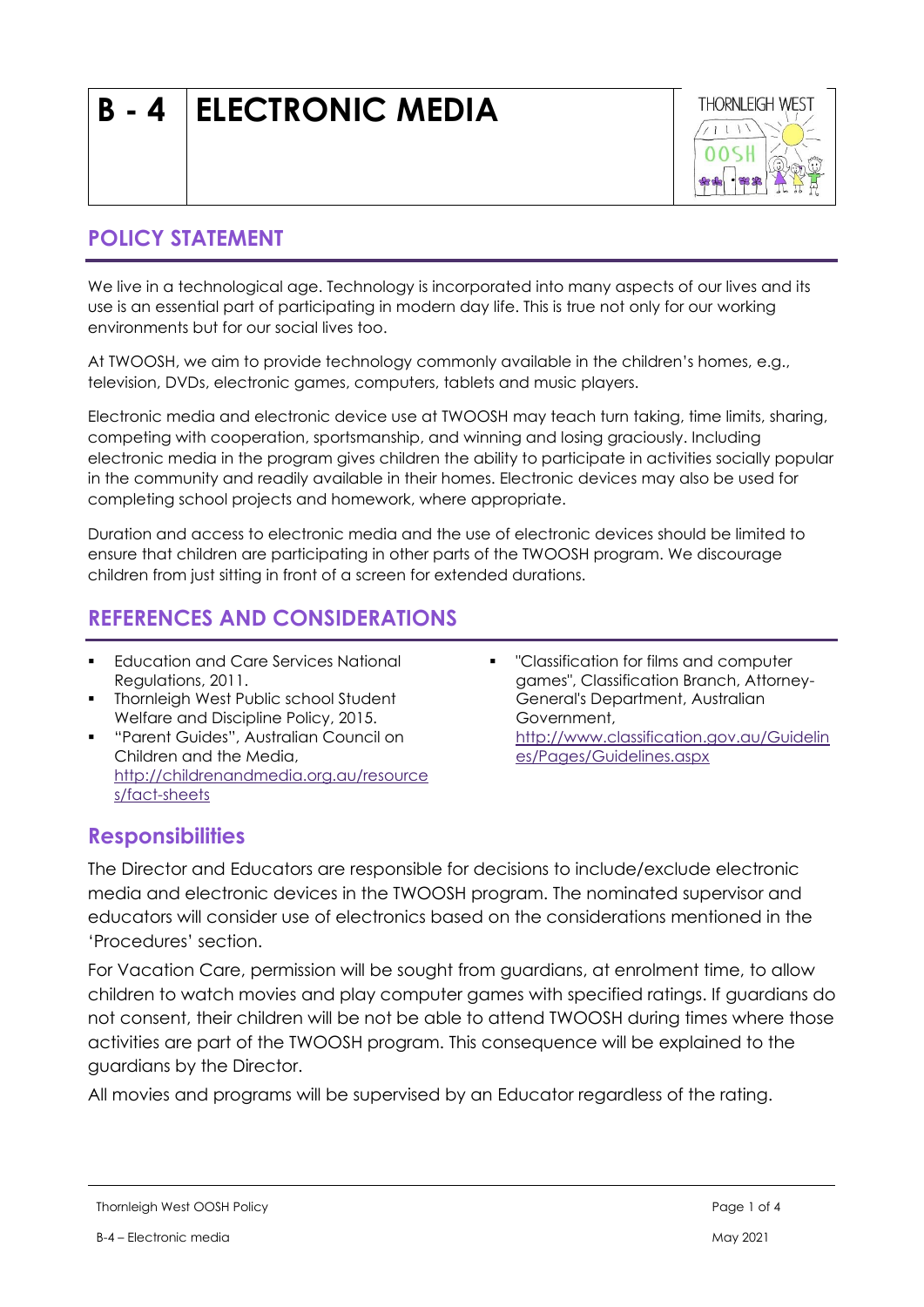# B - 4 ELECTRONIC MEDIA

## POLICY STATEMENT

We live in a technological age. Technology is incorporated into many aspects of our lives and its use is an essential part of participating in modern day life. This is true not only for our working environments but for our social lives too.

At TWOOSH, we aim to provide technology commonly available in the children's homes, e.g., television, DVDs, electronic games, computers, tablets and music players.

Electronic media and electronic device use at TWOOSH may teach turn taking, time limits, sharing, competing with cooperation, sportsmanship, and winning and losing graciously. Including electronic media in the program gives children the ability to participate in activities socially popular in the community and readily available in their homes. Electronic devices may also be used for completing school projects and homework, where appropriate.

Duration and access to electronic media and the use of electronic devices should be limited to ensure that children are participating in other parts of the TWOOSH program. We discourage children from just sitting in front of a screen for extended durations.

## REFERENCES AND CONSIDERATIONS

- Education and Care Services National Regulations, 2011.
- Thornleigh West Public school Student Welfare and Discipline Policy, 2015.
- "Parent Guides", Australian Council on Children and the Media, http://childrenandmedia.org.au/resources/fact-sheets
- "Classification for films and computer games", Classification Branch, Attorney-General's Department, Australian Government, http://www.classification.gov.au/Guidelines/Pages/Guidelines.aspx

## Responsibilities

The Director and Educators are responsible for decisions to include/exclude electronic media and electronic devices in the TWOOSH program. The nominated supervisor and educators will consider use of electronics based on the considerations mentioned in the 'Procedures' section.

For Vacation Care, permission will be sought from guardians, at enrolment time, to allow children to watch movies and play computer games with specified ratings. If guardians do not consent, their children will be not be able to attend TWOOSH during times where those activities are part of the TWOOSH program. This consequence will be explained to the guardians by the Director.

All movies and programs will be supervised by an Educator regardless of the rating.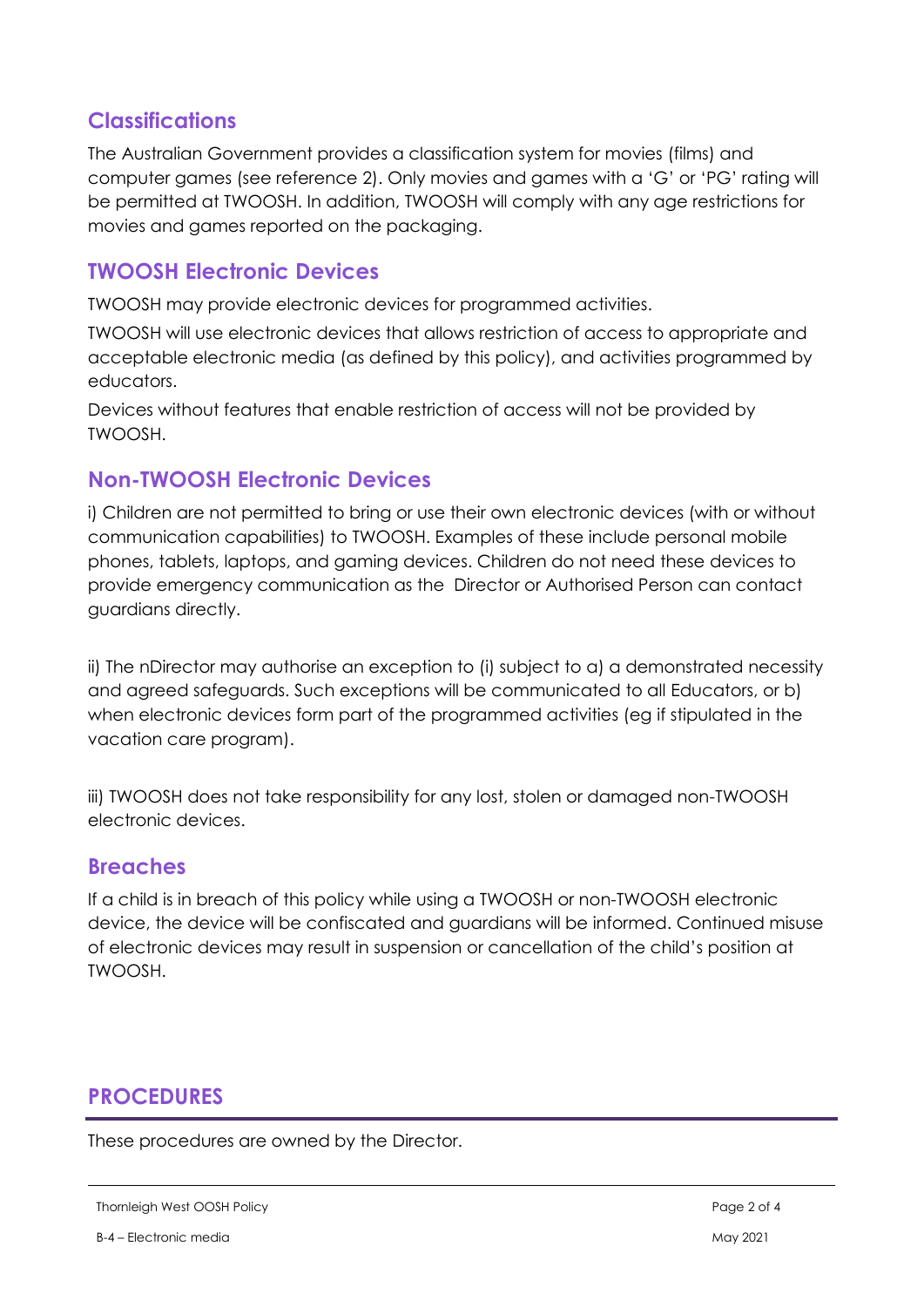## Classifications

The Australian Government provides a classification system for movies (films) and computer games (see reference 2). Only movies and games with a 'G' or 'PG' rating will be permitted at TWOOSH. In addition, TWOOSH will comply with any age restrictions for movies and games reported on the packaging.

## TWOOSH Electronic Devices

TWOOSH may provide electronic devices for programmed activities.

TWOOSH will use electronic devices that allows restriction of access to appropriate and acceptable electronic media (as defined by this policy), and activities programmed by educators.

Devices without features that enable restriction of access will not be provided by TWOOSH.

## Non-TWOOSH Electronic Devices

i) Children are not permitted to bring or use their own electronic devices (with or without communication capabilities) to TWOOSH. Examples of these include personal mobile phones, tablets, laptops, and gaming devices. Children do not need these devices to provide emergency communication as the Director or Authorised Person can contact guardians directly.

ii) The nDirector may authorise an exception to (i) subject to a) a demonstrated necessity and agreed safeguards. Such exceptions will be communicated to all Educators, or b) when electronic devices form part of the programmed activities (eg if stipulated in the vacation care program).

iii) TWOOSH does not take responsibility for any lost, stolen or damaged non-TWOOSH electronic devices.

## Breaches

If a child is in breach of this policy while using a TWOOSH or non-TWOOSH electronic device, the device will be confiscated and guardians will be informed. Continued misuse of electronic devices may result in suspension or cancellation of the child's position at TWOOSH.

# PROCEDURES

These procedures are owned by the Director.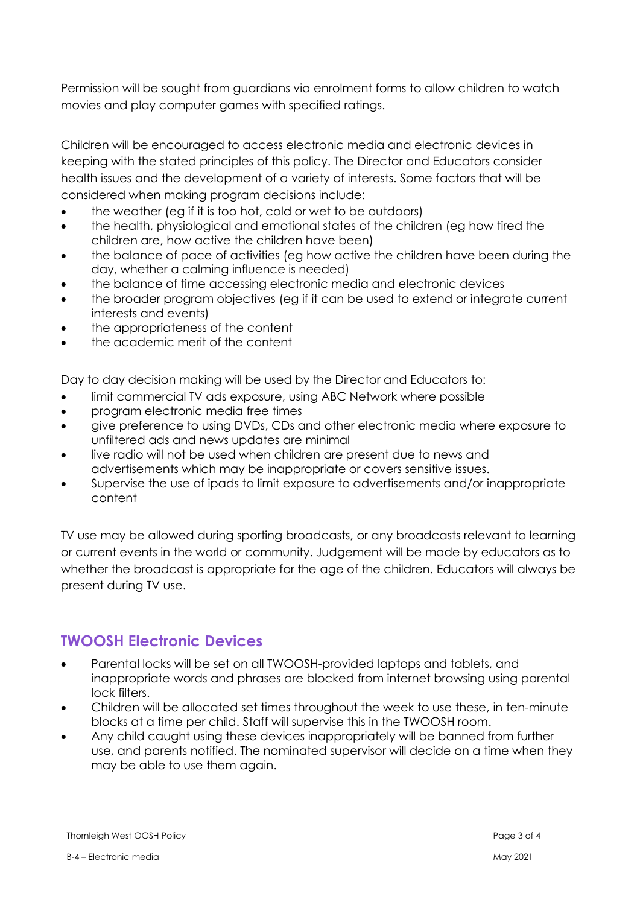Permission will be sought from guardians via enrolment forms to allow children to watch movies and play computer games with specified ratings.

Children will be encouraged to access electronic media and electronic devices in keeping with the stated principles of this policy. The Director and Educators consider health issues and the development of a variety of interests. Some factors that will be considered when making program decisions include:

- the weather (eg if it is too hot, cold or wet to be outdoors)
- the health, physiological and emotional states of the children (eg how tired the children are, how active the children have been)
- the balance of pace of activities (eg how active the children have been during the day, whether a calming influence is needed)
- the balance of time accessing electronic media and electronic devices
- the broader program objectives (eg if it can be used to extend or integrate current interests and events)
- the appropriateness of the content
- the academic merit of the content

Day to day decision making will be used by the Director and Educators to:

- limit commercial TV ads exposure, using ABC Network where possible
- program electronic media free times
- give preference to using DVDs, CDs and other electronic media where exposure to unfiltered ads and news updates are minimal
- live radio will not be used when children are present due to news and advertisements which may be inappropriate or covers sensitive issues.
- Supervise the use of ipads to limit exposure to advertisements and/or inappropriate content

TV use may be allowed during sporting broadcasts, or any broadcasts relevant to learning or current events in the world or community. Judgement will be made by educators as to whether the broadcast is appropriate for the age of the children. Educators will always be present during TV use.

## TWOOSH Electronic Devices

- Parental locks will be set on all TWOOSH-provided laptops and tablets, and inappropriate words and phrases are blocked from internet browsing using parental lock filters.
- Children will be allocated set times throughout the week to use these, in ten-minute blocks at a time per child. Staff will supervise this in the TWOOSH room.
- Any child caught using these devices inappropriately will be banned from further use, and parents notified. The nominated supervisor will decide on a time when they may be able to use them again.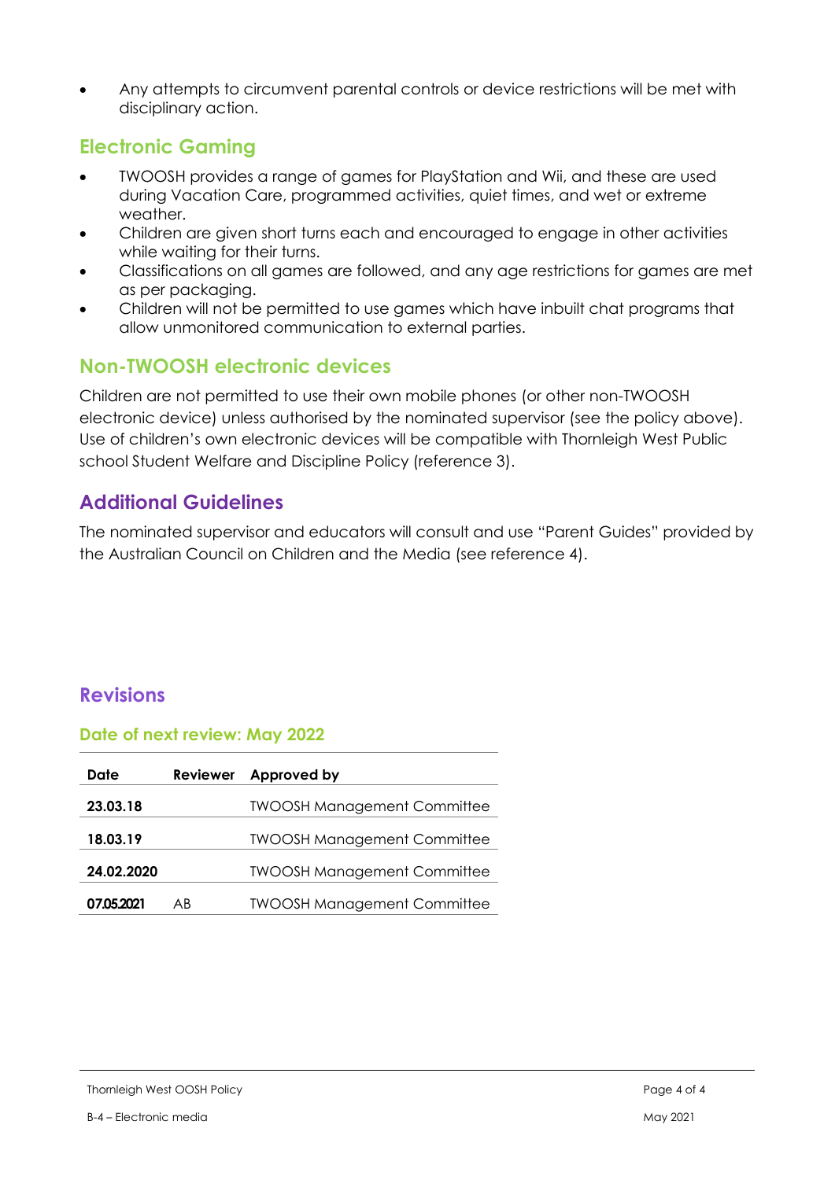- Any attempts to circumvent parental controls or device restrictions will be met with disciplinary action.

## Electronic Gaming

- TWOOSH provides a range of games for PlayStation and Wii, and these are used during Vacation Care, programmed activities, quiet times, and wet or extreme weather.
- Children are given short turns each and encouraged to engage in other activities while waiting for their turns.
- Classifications on all games are followed, and any age restrictions for games are met as per packaging.
- Children will not be permitted to use games which have inbuilt chat programs that allow unmonitored communication to external parties.

## Non-TWOOSH electronic devices

Children are not permitted to use their own mobile phones (or other non-TWOOSH electronic device) unless authorised by the nominated supervisor (see the policy above). Use of children's own electronic devices will be compatible with Thornleigh West Public school Student Welfare and Discipline Policy (reference 3).

## Additional Guidelines

The nominated supervisor and educators will consult and use "Parent Guides" provided by the Australian Council on Children and the Media (see reference 4).

## Revisions

### Date of next review: May 2022

| Date | Reviewer | Approved by |
|---|---|---|
| **23.03.18** | | TWOOSH Management Committee |
| **18.03.19** | | TWOOSH Management Committee |
| **24.02.2020** | | TWOOSH Management Committee |
| **07.05.2021** | AB | TWOOSH Management Committee |